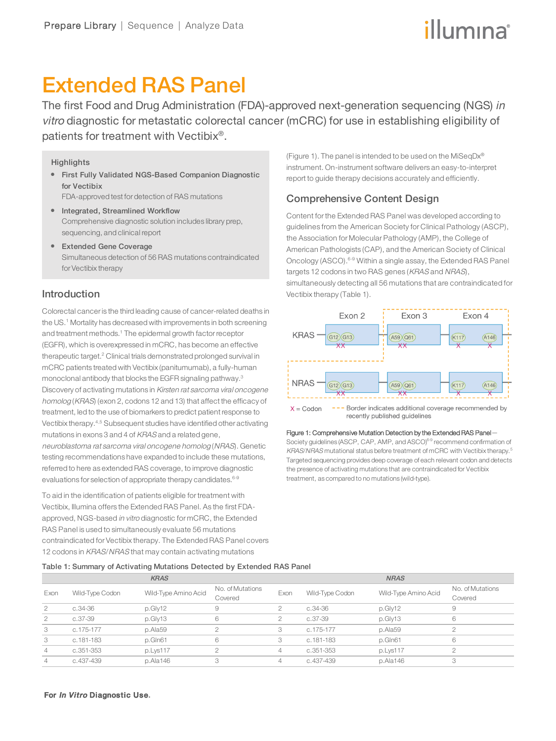# Extended RAS Panel

The first Food and Drug Administration (FDA)-approved next-generation sequencing (NGS) *in vitro* diagnostic for metastatic colorectal cancer (mCRC) for use in establishing eligibility of patients for treatment with Vectibix®.

### Highlights

- **First Fully Validated NGS-Based Companion Diagnostic for Vectibix**
  FDA-approved test for detection of RAS mutations
- **Integrated, Streamlined Workflow**
  Comprehensive diagnostic solution includes library prep, sequencing, and clinical report
- **Extended Gene Coverage**
  Simultaneous detection of 56 RAS mutations contraindicated for Vectibix therapy

## Introduction

Colorectal cancer is the third leading cause of cancer-related deaths in the US.[1] Mortality has decreased with improvements in both screening and treatment methods.[1] The epidermal growth factor receptor (EGFR), which is overexpressed in mCRC, has become an effective therapeutic target.[2] Clinical trials demonstrated prolonged survival in mCRC patients treated with Vectibix (panitumumab), a fully-human monoclonal antibody that blocks the EGFR signaling pathway.[3] Discovery of activating mutations in *Kirsten rat sarcoma viral oncogene homolog* (*KRAS*) (exon 2, codons 12 and 13) that affect the efficacy of treatment, led to the use of biomarkers to predict patient response to Vectibix therapy.[4,5] Subsequent studies have identified other activating mutations in exons 3 and 4 of *KRAS* and a related gene, *neuroblastoma rat sarcoma viral oncogene homolog* (*NRAS*). Genetic testing recommendations have expanded to include these mutations, referred to here as extended RAS coverage, to improve diagnostic evaluations for selection of appropriate therapy candidates.[6-9]

To aid in the identification of patients eligible for treatment with Vectibix, Illumina offers the Extended RAS Panel. As the first FDA-approved, NGS-based *in vitro* diagnostic for mCRC, the Extended RAS Panel is used to simultaneously evaluate 56 mutations contraindicated for Vectibix therapy. The Extended RAS Panel covers 12 codons in *KRAS*/*NRAS* that may contain activating mutations (Figure 1). The panel is intended to be used on the MiSeqDx® instrument. On-instrument software delivers an easy-to-interpret report to guide therapy decisions accurately and efficiently.

## Comprehensive Content Design

Content for the Extended RAS Panel was developed according to guidelines from the American Society for Clinical Pathology (ASCP), the Association for Molecular Pathology (AMP), the College of American Pathologists (CAP), and the American Society of Clinical Oncology (ASCO).[6-9] Within a single assay, the Extended RAS Panel targets 12 codons in two RAS genes (*KRAS* and *NRAS*), simultaneously detecting all 56 mutations that are contraindicated for Vectibix therapy (Table 1).

**Figure 1: Comprehensive Mutation Detection by the Extended RAS Panel**—Society guidelines (ASCP, CAP, AMP, and ASCO)[6-9] recommend confirmation of *KRAS*/*NRAS* mutational status before treatment of mCRC with Vectibix therapy.[5] Targeted sequencing provides deep coverage of each relevant codon and detects the presence of activating mutations that are contraindicated for Vectibix treatment, as compared to no mutations (wild-type).

**Table 1: Summary of Activating Mutations Detected by Extended RAS Panel**

| *KRAS* | | | | *NRAS* | | | |
|---|---|---|---|---|---|---|---|
| Exon | Wild-Type Codon | Wild-Type Amino Acid | No. of Mutations Covered | Exon | Wild-Type Codon | Wild-Type Amino Acid | No. of Mutations Covered |
| 2 | c.34-36 | p.Gly12 | 9 | 2 | c.34-36 | p.Gly12 | 9 |
| 2 | c.37-39 | p.Gly13 | 6 | 2 | c.37-39 | p.Gly13 | 6 |
| 3 | c.175-177 | p.Ala59 | 2 | 3 | c.175-177 | p.Ala59 | 2 |
| 3 | c.181-183 | p.Gln61 | 6 | 3 | c.181-183 | p.Gln61 | 6 |
| 4 | c.351-353 | p.Lys117 | 2 | 4 | c.351-353 | p.Lys117 | 2 |
| 4 | c.437-439 | p.Ala146 | 3 | 4 | c.437-439 | p.Ala146 | 3 |

**For *In Vitro* Diagnostic Use.**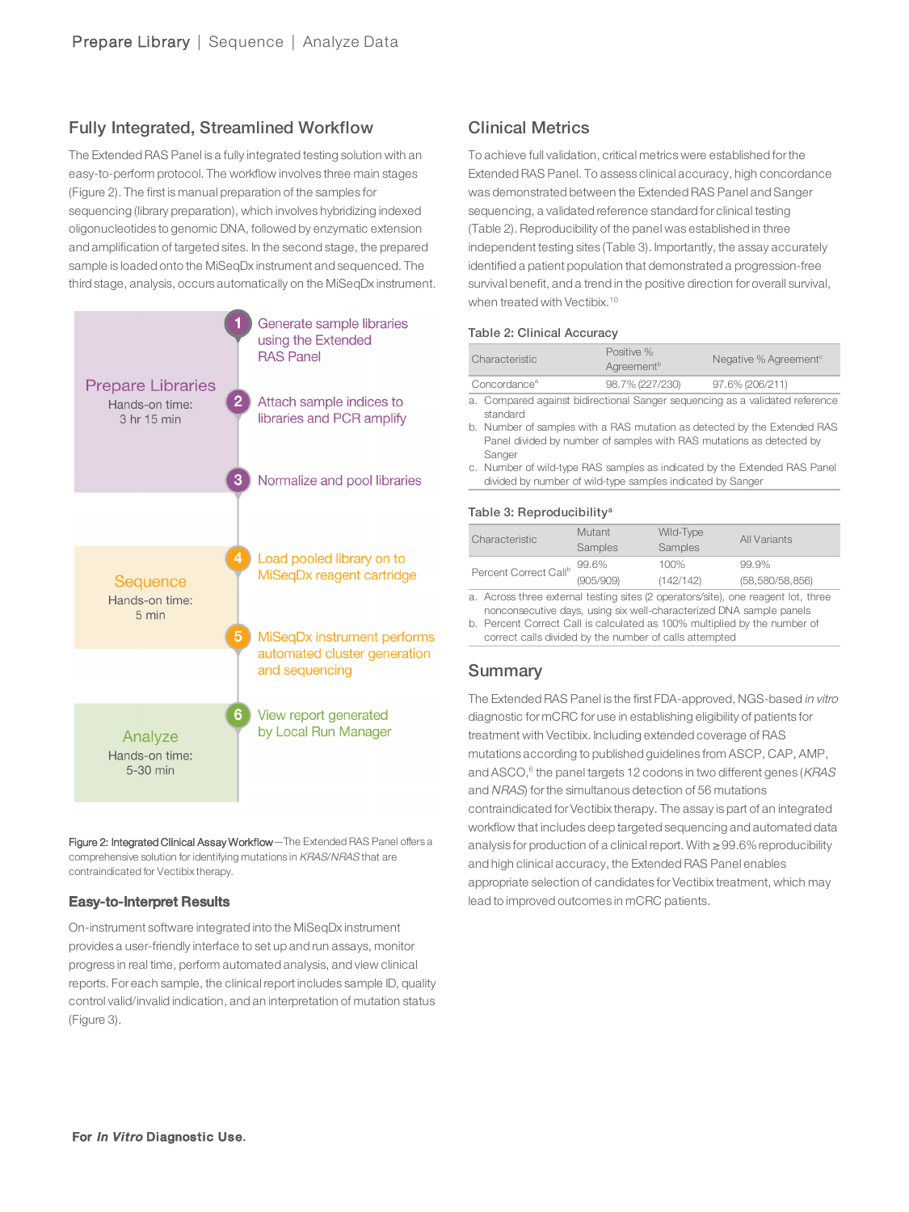## Fully Integrated, Streamlined Workflow

The Extended RAS Panel is a fully integrated testing solution with an easy-to-perform protocol. The workflow involves three main stages (Figure 2). The first is manual preparation of the samples for sequencing (library preparation), which involves hybridizing indexed oligonucleotides to genomic DNA, followed by enzymatic extension and amplification of targeted sites. In the second stage, the prepared sample is loaded onto the MiSeqDx instrument and sequenced. The third stage, analysis, occurs automatically on the MiSeqDx instrument.

**Prepare Libraries**
Hands-on time: 3 hr 15 min

1. Generate sample libraries using the Extended RAS Panel
2. Attach sample indices to libraries and PCR amplify
3. Normalize and pool libraries

**Sequence**
Hands-on time: 5 min

4. Load pooled library on to MiSeqDx reagent cartridge
5. MiSeqDx instrument performs automated cluster generation and sequencing

**Analyze**
Hands-on time: 5-30 min

6. View report generated by Local Run Manager

Figure 2: Integrated Clinical Assay Workflow—The Extended RAS Panel offers a comprehensive solution for identifying mutations in *KRAS*/*NRAS* that are contraindicated for Vectibix therapy.

### Easy-to-Interpret Results

On-instrument software integrated into the MiSeqDx instrument provides a user-friendly interface to set up and run assays, monitor progress in real time, perform automated analysis, and view clinical reports. For each sample, the clinical report includes sample ID, quality control valid/invalid indication, and an interpretation of mutation status (Figure 3).

## Clinical Metrics

To achieve full validation, critical metrics were established for the Extended RAS Panel. To assess clinical accuracy, high concordance was demonstrated between the Extended RAS Panel and Sanger sequencing, a validated reference standard for clinical testing (Table 2). Reproducibility of the panel was established in three independent testing sites (Table 3). Importantly, the assay accurately identified a patient population that demonstrated a progression-free survival benefit, and a trend in the positive direction for overall survival, when treated with Vectibix.[10]

**Table 2: Clinical Accuracy**

| Characteristic | Positive % Agreement[b] | Negative % Agreement[c] |
|---|---|---|
| Concordance[a] | 98.7% (227/230) | 97.6% (206/211) |

a. Compared against bidirectional Sanger sequencing as a validated reference standard
b. Number of samples with a RAS mutation as detected by the Extended RAS Panel divided by number of samples with RAS mutations as detected by Sanger
c. Number of wild-type RAS samples as indicated by the Extended RAS Panel divided by number of wild-type samples indicated by Sanger

**Table 3: Reproducibility[a]**

| Characteristic | Mutant Samples | Wild-Type Samples | All Variants |
|---|---|---|---|
| Percent Correct Call[b] | 99.6% (905/909) | 100% (142/142) | 99.9% (58,580/58,856) |

a. Across three external testing sites (2 operators/site), one reagent lot, three nonconsecutive days, using six well-characterized DNA sample panels
b. Percent Correct Call is calculated as 100% multiplied by the number of correct calls divided by the number of calls attempted

## Summary

The Extended RAS Panel is the first FDA-approved, NGS-based *in vitro* diagnostic for mCRC for use in establishing eligibility of patients for treatment with Vectibix. Including extended coverage of RAS mutations according to published guidelines from ASCP, CAP, AMP, and ASCO,[6] the panel targets 12 codons in two different genes (*KRAS* and *NRAS*) for the simultanous detection of 56 mutations contraindicated for Vectibix therapy. The assay is part of an integrated workflow that includes deep targeted sequencing and automated data analysis for production of a clinical report. With ≥ 99.6% reproducibility and high clinical accuracy, the Extended RAS Panel enables appropriate selection of candidates for Vectibix treatment, which may lead to improved outcomes in mCRC patients.

**For *In Vitro* Diagnostic Use.**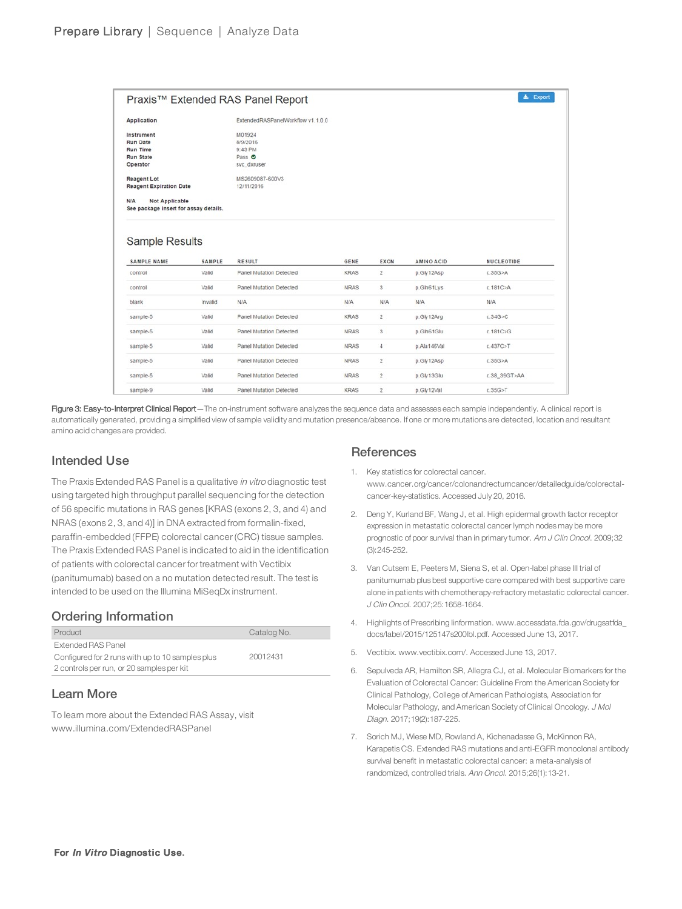Prepare Library | Sequence | Analyze Data

## Praxis™ Extended RAS Panel Report

Export

| | |
|---|---|
| **Application** | ExtendedRASPanelWorkflow v1.1.0.0 |
| **Instrument** | M01924 |
| **Run Date** | 8/9/2016 |
| **Run Time** | 9:43 PM |
| **Run State** | Pass |
| **Operator** | svc_dxruser |
| **Reagent Lot** | MS2609087-600V3 |
| **Reagent Expiration Date** | 12/11/2016 |

**N/A** **Not Applicable**
**See package insert for assay details.**

### Sample Results

| SAMPLE NAME | SAMPLE | RESULT | GENE | EXON | AMINO ACID | NUCLEOTIDE |
|---|---|---|---|---|---|---|
| control | Valid | Panel Mutation Detected | KRAS | 2 | p.Gly12Asp | c.35G>A |
| control | Valid | Panel Mutation Detected | NRAS | 3 | p.Gln61Lys | c.181C>A |
| blank | Invalid | N/A | N/A | N/A | N/A | N/A |
| sample-5 | Valid | Panel Mutation Detected | KRAS | 2 | p.Gly12Arg | c.34G>C |
| sample-5 | Valid | Panel Mutation Detected | NRAS | 3 | p.Gln61Glu | c.181C>G |
| sample-5 | Valid | Panel Mutation Detected | NRAS | 4 | p.Ala146Val | c.437C>T |
| sample-5 | Valid | Panel Mutation Detected | NRAS | 2 | p.Gly12Asp | c.35G>A |
| sample-5 | Valid | Panel Mutation Detected | NRAS | 2 | p.Gly13Glu | c.38_39GT>AA |
| sample-9 | Valid | Panel Mutation Detected | KRAS | 2 | p.Gly12Val | c.35G>T |

Figure 3: Easy-to-Interpret Clinical Report—The on-instrument software analyzes the sequence data and assesses each sample independently. A clinical report is automatically generated, providing a simplified view of sample validity and mutation presence/absence. If one or more mutations are detected, location and resultant amino acid changes are provided.

## Intended Use

The Praxis Extended RAS Panel is a qualitative *in vitro* diagnostic test using targeted high throughput parallel sequencing for the detection of 56 specific mutations in RAS genes [KRAS (exons 2, 3, and 4) and NRAS (exons 2, 3, and 4)] in DNA extracted from formalin-fixed, paraffin-embedded (FFPE) colorectal cancer (CRC) tissue samples. The Praxis Extended RAS Panel is indicated to aid in the identification of patients with colorectal cancer for treatment with Vectibix (panitumumab) based on a no mutation detected result. The test is intended to be used on the Illumina MiSeqDx instrument.

## Ordering Information

| Product | Catalog No. |
|---|---|
| Extended RAS Panel<br>Configured for 2 runs with up to 10 samples plus 2 controls per run, or 20 samples per kit | 20012431 |

## Learn More

To learn more about the Extended RAS Assay, visit www.illumina.com/ExtendedRASPanel

## References

1. Key statistics for colorectal cancer. www.cancer.org/cancer/colonandrectumcancer/detailedguide/colorectal-cancer-key-statistics. Accessed July 20, 2016.
2. Deng Y, Kurland BF, Wang J, et al. High epidermal growth factor receptor expression in metastatic colorectal cancer lymph nodes may be more prognostic of poor survival than in primary tumor. *Am J Clin Oncol.* 2009;32 (3):245-252.
3. Van Cutsem E, Peeters M, Siena S, et al. Open-label phase III trial of panitumumab plus best supportive care compared with best supportive care alone in patients with chemotherapy-refractory metastatic colorectal cancer. *J Clin Oncol.* 2007;25:1658-1664.
4. Highlights of Prescribing Iinformation. www.accessdata.fda.gov/drugsatfda_docs/label/2015/125147s200lbl.pdf. Accessed June 13, 2017.
5. Vectibix. www.vectibix.com/. Accessed June 13, 2017.
6. Sepulveda AR, Hamilton SR, Allegra CJ, et al. Molecular Biomarkers for the Evaluation of Colorectal Cancer: Guideline From the American Society for Clinical Pathology, College of American Pathologists, Association for Molecular Pathology, and American Society of Clinical Oncology. *J Mol Diagn.* 2017;19(2):187-225.
7. Sorich MJ, Wiese MD, Rowland A, Kichenadasse G, McKinnon RA, Karapetis CS. Extended RAS mutations and anti-EGFR monoclonal antibody survival benefit in metastatic colorectal cancer: a meta-analysis of randomized, controlled trials. *Ann Oncol.* 2015;26(1):13-21.

**For *In Vitro* Diagnostic Use.**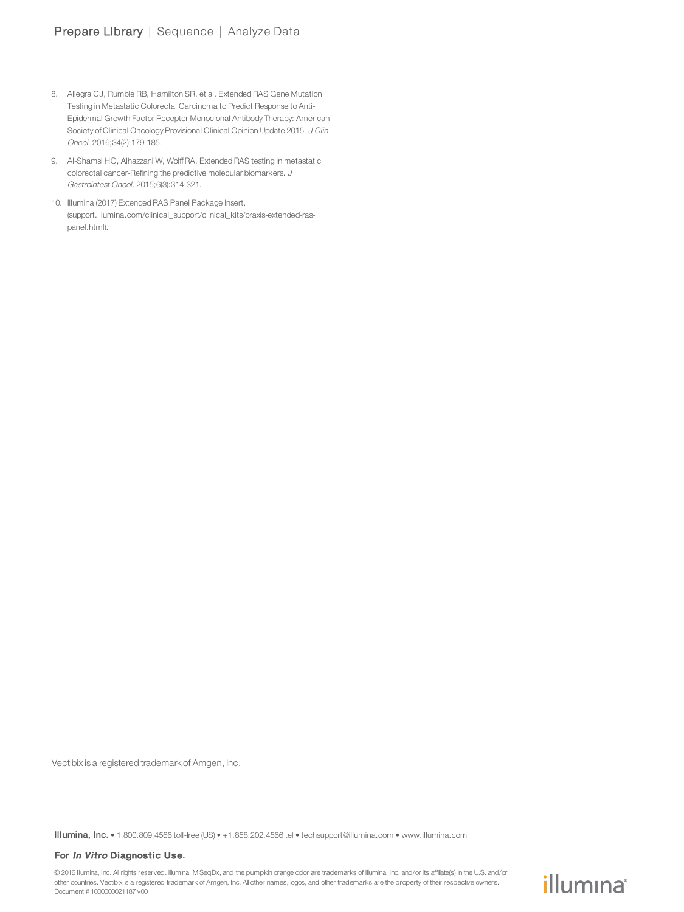8. Allegra CJ, Rumble RB, Hamilton SR, et al. Extended RAS Gene Mutation Testing in Metastatic Colorectal Carcinoma to Predict Response to Anti-Epidermal Growth Factor Receptor Monoclonal Antibody Therapy: American Society of Clinical Oncology Provisional Clinical Opinion Update 2015. *J Clin Oncol*. 2016;34(2):179-185.
9. Al-Shamsi HO, Alhazzani W, Wolff RA. Extended RAS testing in metastatic colorectal cancer-Refining the predictive molecular biomarkers. *J Gastrointest Oncol*. 2015;6(3):314-321.
10. Illumina (2017) Extended RAS Panel Package Insert. (support.illumina.com/clinical_support/clinical_kits/praxis-extended-ras-panel.html).

Vectibix is a registered trademark of Amgen, Inc.

**Illumina, Inc.** • 1.800.809.4566 toll-free (US) • +1.858.202.4566 tel • techsupport@illumina.com • www.illumina.com

**For *In Vitro* Diagnostic Use.**

© 2016 Illumina, Inc. All rights reserved. Illumina, MiSeqDx, and the pumpkin orange color are trademarks of Illumina, Inc. and/or its affiliate(s) in the U.S. and/or other countries. Vectibix is a registered trademark of Amgen, Inc. All other names, logos, and other trademarks are the property of their respective owners. Document # 1000000021187 v00